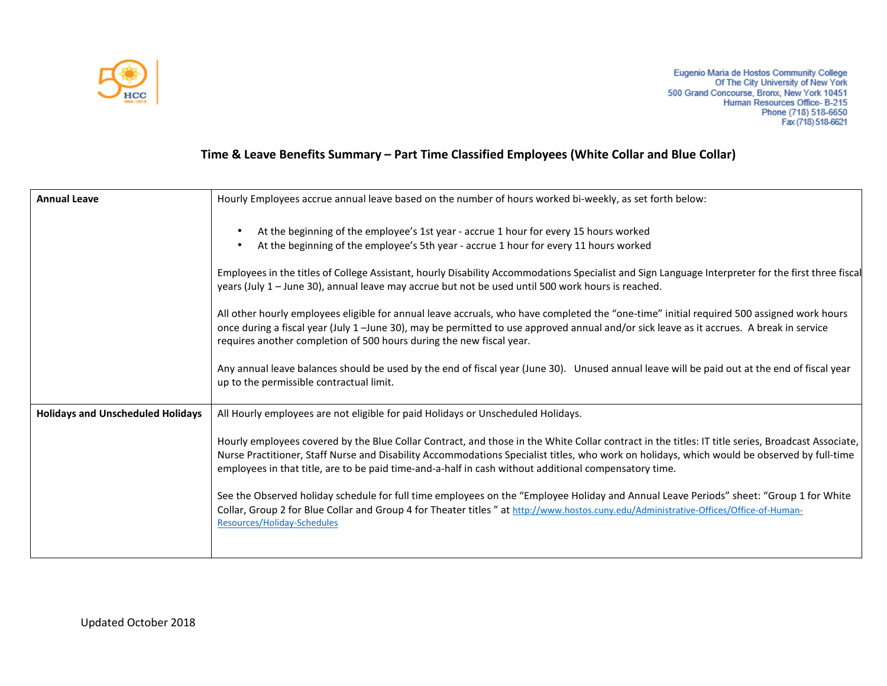Eugenio Maria de Hostos Community College
Of The City University of New York
500 Grand Concourse, Bronx, New York 10451
Human Resources Office- B-215
Phone (718) 518-6650
Fax (718) 518-6621

## Time & Leave Benefits Summary – Part Time Classified Employees (White Collar and Blue Collar)

| | |
|---|---|
| **Annual Leave** | Hourly Employees accrue annual leave based on the number of hours worked bi-weekly, as set forth below:<br><br>• At the beginning of the employee's 1st year - accrue 1 hour for every 15 hours worked<br>• At the beginning of the employee's 5th year - accrue 1 hour for every 11 hours worked<br><br>Employees in the titles of College Assistant, hourly Disability Accommodations Specialist and Sign Language Interpreter for the first three fiscal years (July 1 – June 30), annual leave may accrue but not be used until 500 work hours is reached.<br><br>All other hourly employees eligible for annual leave accruals, who have completed the "one-time" initial required 500 assigned work hours once during a fiscal year (July 1 –June 30), may be permitted to use approved annual and/or sick leave as it accrues. A break in service requires another completion of 500 hours during the new fiscal year.<br><br>Any annual leave balances should be used by the end of fiscal year (June 30). Unused annual leave will be paid out at the end of fiscal year up to the permissible contractual limit. |
| **Holidays and Unscheduled Holidays** | All Hourly employees are not eligible for paid Holidays or Unscheduled Holidays.<br><br>Hourly employees covered by the Blue Collar Contract, and those in the White Collar contract in the titles: IT title series, Broadcast Associate, Nurse Practitioner, Staff Nurse and Disability Accommodations Specialist titles, who work on holidays, which would be observed by full-time employees in that title, are to be paid time-and-a-half in cash without additional compensatory time.<br><br>See the Observed holiday schedule for full time employees on the "Employee Holiday and Annual Leave Periods" sheet: "Group 1 for White Collar, Group 2 for Blue Collar and Group 4 for Theater titles " at http://www.hostos.cuny.edu/Administrative-Offices/Office-of-Human-Resources/Holiday-Schedules |

Updated October 2018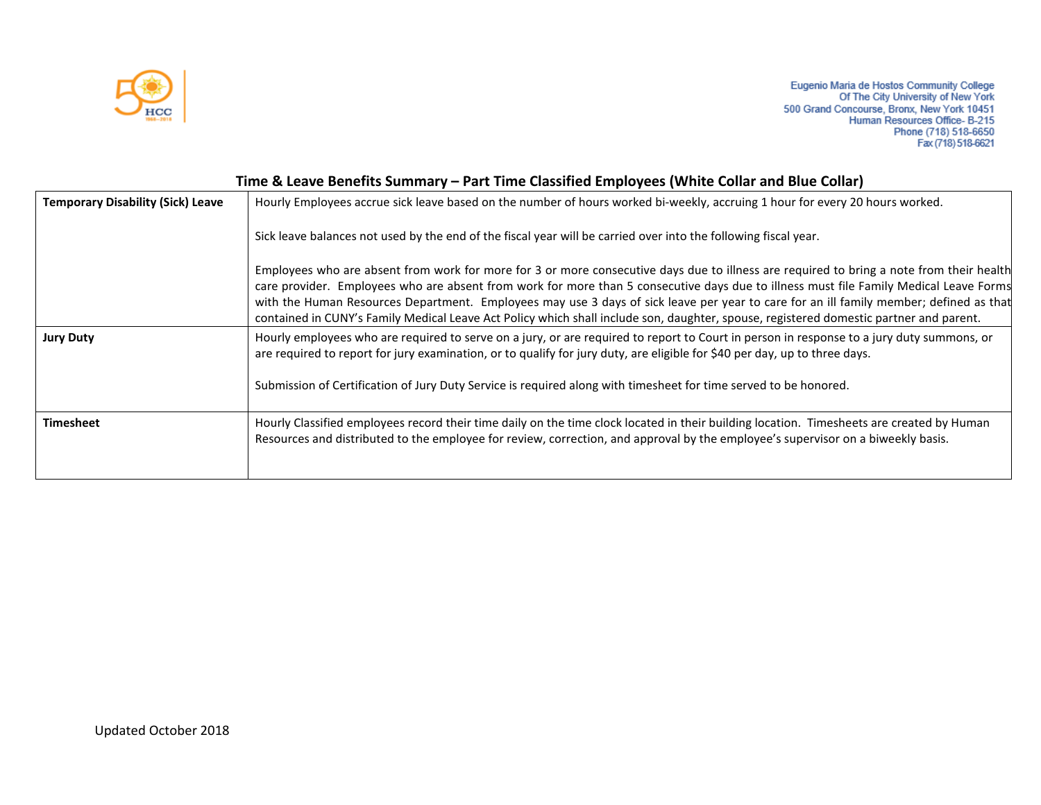Eugenio Maria de Hostos Community College
Of The City University of New York
500 Grand Concourse, Bronx, New York 10451
Human Resources Office- B-215
Phone (718) 518-6650
Fax (718) 518-6621

## Time & Leave Benefits Summary – Part Time Classified Employees (White Collar and Blue Collar)

| | |
|---|---|
| **Temporary Disability (Sick) Leave** | Hourly Employees accrue sick leave based on the number of hours worked bi-weekly, accruing 1 hour for every 20 hours worked.<br><br>Sick leave balances not used by the end of the fiscal year will be carried over into the following fiscal year.<br><br>Employees who are absent from work for more for 3 or more consecutive days due to illness are required to bring a note from their health care provider. Employees who are absent from work for more than 5 consecutive days due to illness must file Family Medical Leave Forms with the Human Resources Department. Employees may use 3 days of sick leave per year to care for an ill family member; defined as that contained in CUNY's Family Medical Leave Act Policy which shall include son, daughter, spouse, registered domestic partner and parent. |
| **Jury Duty** | Hourly employees who are required to serve on a jury, or are required to report to Court in person in response to a jury duty summons, or are required to report for jury examination, or to qualify for jury duty, are eligible for $40 per day, up to three days.<br><br>Submission of Certification of Jury Duty Service is required along with timesheet for time served to be honored. |
| **Timesheet** | Hourly Classified employees record their time daily on the time clock located in their building location. Timesheets are created by Human Resources and distributed to the employee for review, correction, and approval by the employee's supervisor on a biweekly basis. |

Updated October 2018